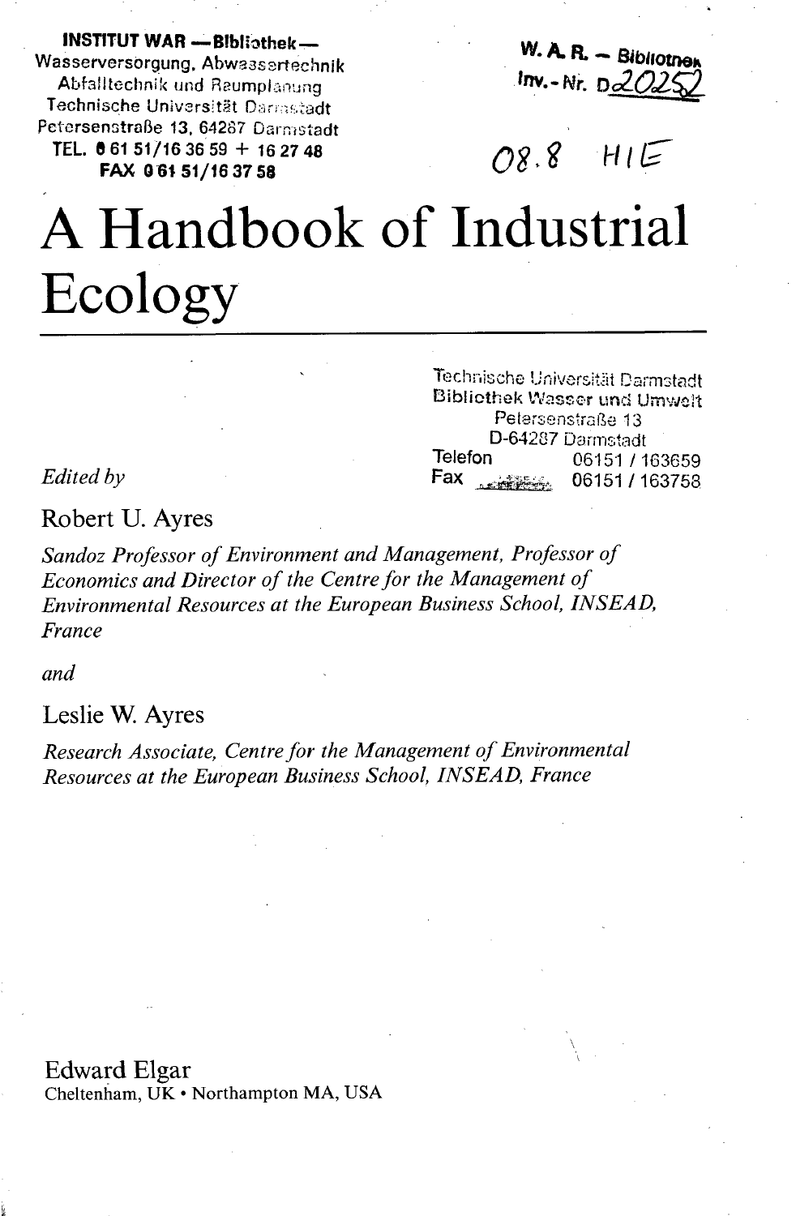INSTITUT WAR — Bibliothek —
Wasserversorgung, Abwassertechnik
Abfalltechnik und Raumplanung
Technische Universität Darmstadt
Petersenstraße 13, 64287 Darmstadt
TEL. 0 61 51/16 36 59 + 16 27 48
FAX 0 61 51/16 37 58

W. A. R. – Bibliothek
Inv.-Nr. D20252

08.8 HIE

# A Handbook of Industrial Ecology

Technische Universität Darmstadt
Bibliothek Wasser und Umwelt
Petersenstraße 13
D-64287 Darmstadt
Telefon 06151 / 163659
Fax 06151 / 163758

*Edited by*

Robert U. Ayres

*Sandoz Professor of Environment and Management, Professor of Economics and Director of the Centre for the Management of Environmental Resources at the European Business School, INSEAD, France*

*and*

Leslie W. Ayres

*Research Associate, Centre for the Management of Environmental Resources at the European Business School, INSEAD, France*

Edward Elgar
Cheltenham, UK • Northampton MA, USA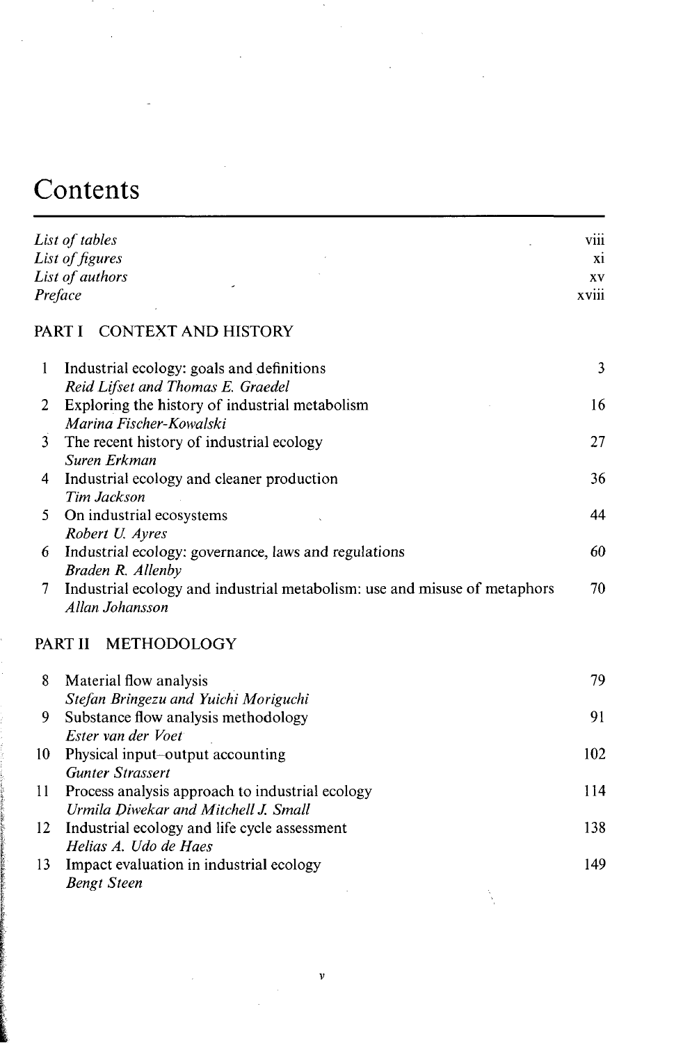# Contents

| | |
|---|---|
| *List of tables* | viii |
| *List of figures* | xi |
| *List of authors* | xv |
| *Preface* | xviii |

## PART I CONTEXT AND HISTORY

| | | |
|---|---|---|
| 1 | Industrial ecology: goals and definitions<br>*Reid Lifset and Thomas E. Graedel* | 3 |
| 2 | Exploring the history of industrial metabolism<br>*Marina Fischer-Kowalski* | 16 |
| 3 | The recent history of industrial ecology<br>*Suren Erkman* | 27 |
| 4 | Industrial ecology and cleaner production<br>*Tim Jackson* | 36 |
| 5 | On industrial ecosystems<br>*Robert U. Ayres* | 44 |
| 6 | Industrial ecology: governance, laws and regulations<br>*Braden R. Allenby* | 60 |
| 7 | Industrial ecology and industrial metabolism: use and misuse of metaphors<br>*Allan Johansson* | 70 |

## PART II METHODOLOGY

| | | |
|---|---|---|
| 8 | Material flow analysis<br>*Stefan Bringezu and Yuichi Moriguchi* | 79 |
| 9 | Substance flow analysis methodology<br>*Ester van der Voet* | 91 |
| 10 | Physical input–output accounting<br>*Gunter Strassert* | 102 |
| 11 | Process analysis approach to industrial ecology<br>*Urmila Diwekar and Mitchell J. Small* | 114 |
| 12 | Industrial ecology and life cycle assessment<br>*Helias A. Udo de Haes* | 138 |
| 13 | Impact evaluation in industrial ecology<br>*Bengt Steen* | 149 |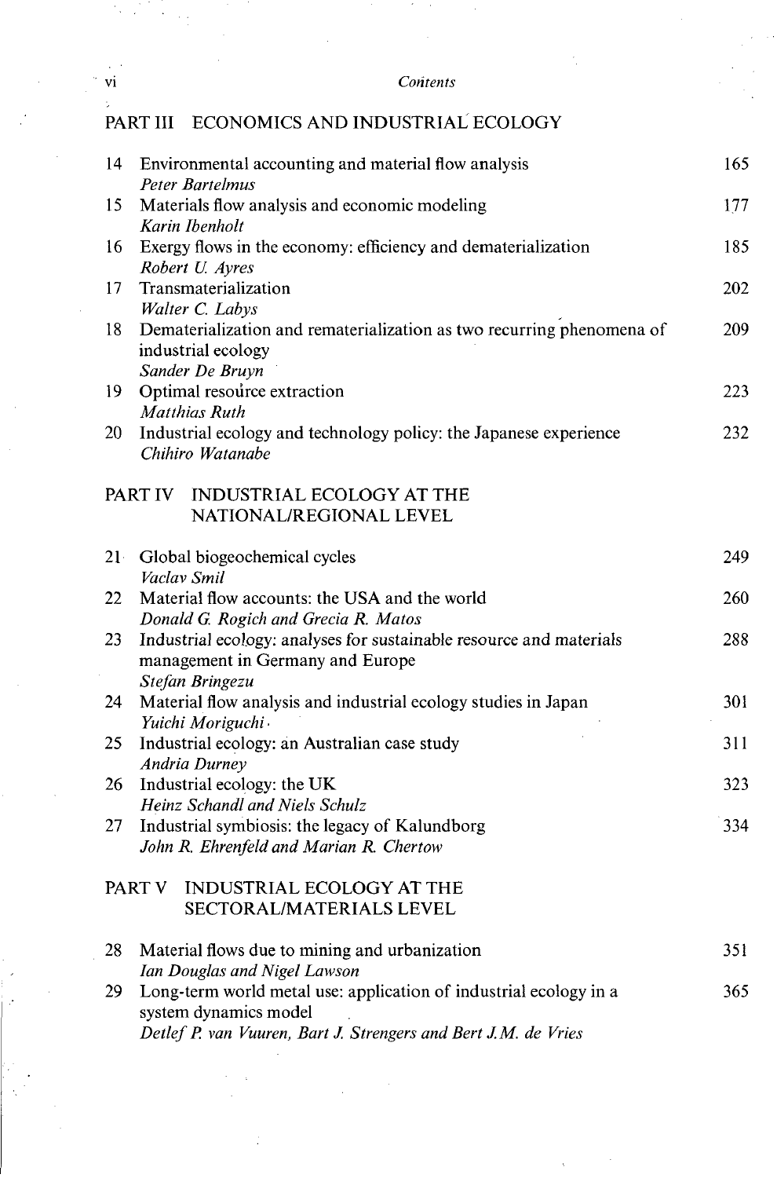## PART III ECONOMICS AND INDUSTRIAL ECOLOGY

| | | |
|---|---|---|
| 14 | Environmental accounting and material flow analysis<br>*Peter Bartelmus* | 165 |
| 15 | Materials flow analysis and economic modeling<br>*Karin Ibenholt* | 177 |
| 16 | Exergy flows in the economy: efficiency and dematerialization<br>*Robert U. Ayres* | 185 |
| 17 | Transmaterialization<br>*Walter C. Labys* | 202 |
| 18 | Dematerialization and rematerialization as two recurring phenomena of industrial ecology<br>*Sander De Bruyn* | 209 |
| 19 | Optimal resource extraction<br>*Matthias Ruth* | 223 |
| 20 | Industrial ecology and technology policy: the Japanese experience<br>*Chihiro Watanabe* | 232 |

## PART IV INDUSTRIAL ECOLOGY AT THE NATIONAL/REGIONAL LEVEL

| | | |
|---|---|---|
| 21 | Global biogeochemical cycles<br>*Vaclav Smil* | 249 |
| 22 | Material flow accounts: the USA and the world<br>*Donald G. Rogich and Grecia R. Matos* | 260 |
| 23 | Industrial ecology: analyses for sustainable resource and materials management in Germany and Europe<br>*Stefan Bringezu* | 288 |
| 24 | Material flow analysis and industrial ecology studies in Japan<br>*Yuichi Moriguchi* | 301 |
| 25 | Industrial ecology: an Australian case study<br>*Andria Durney* | 311 |
| 26 | Industrial ecology: the UK<br>*Heinz Schandl and Niels Schulz* | 323 |
| 27 | Industrial symbiosis: the legacy of Kalundborg<br>*John R. Ehrenfeld and Marian R. Chertow* | 334 |

## PART V INDUSTRIAL ECOLOGY AT THE SECTORAL/MATERIALS LEVEL

| | | |
|---|---|---|
| 28 | Material flows due to mining and urbanization<br>*Ian Douglas and Nigel Lawson* | 351 |
| 29 | Long-term world metal use: application of industrial ecology in a system dynamics model<br>*Detlef P. van Vuuren, Bart J. Strengers and Bert J.M. de Vries* | 365 |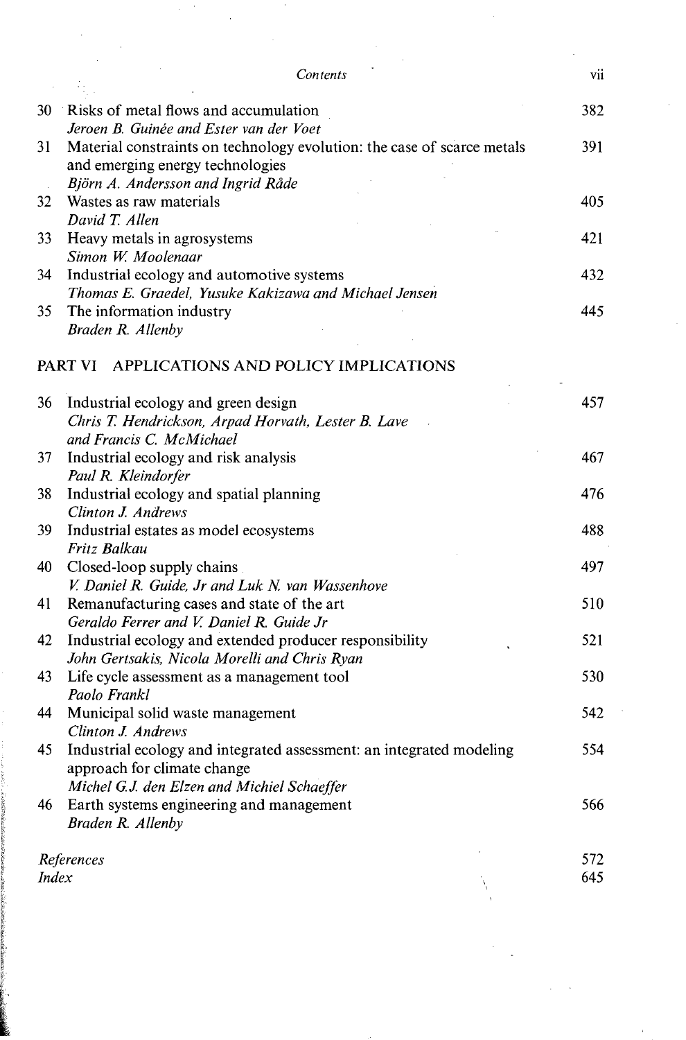30 Risks of metal flows and accumulation 382
*Jeroen B. Guinée and Ester van der Voet*

31 Material constraints on technology evolution: the case of scarce metals and emerging energy technologies 391
*Björn A. Andersson and Ingrid Råde*

32 Wastes as raw materials 405
*David T. Allen*

33 Heavy metals in agrosystems 421
*Simon W. Moolenaar*

34 Industrial ecology and automotive systems 432
*Thomas E. Graedel, Yusuke Kakizawa and Michael Jensen*

35 The information industry 445
*Braden R. Allenby*

## PART VI APPLICATIONS AND POLICY IMPLICATIONS

36 Industrial ecology and green design 457
*Chris T. Hendrickson, Arpad Horvath, Lester B. Lave and Francis C. McMichael*

37 Industrial ecology and risk analysis 467
*Paul R. Kleindorfer*

38 Industrial ecology and spatial planning 476
*Clinton J. Andrews*

39 Industrial estates as model ecosystems 488
*Fritz Balkau*

40 Closed-loop supply chains 497
*V. Daniel R. Guide, Jr and Luk N. van Wassenhove*

41 Remanufacturing cases and state of the art 510
*Geraldo Ferrer and V. Daniel R. Guide Jr*

42 Industrial ecology and extended producer responsibility 521
*John Gertsakis, Nicola Morelli and Chris Ryan*

43 Life cycle assessment as a management tool 530
*Paolo Frankl*

44 Municipal solid waste management 542
*Clinton J. Andrews*

45 Industrial ecology and integrated assessment: an integrated modeling approach for climate change 554
*Michel G.J. den Elzen and Michiel Schaeffer*

46 Earth systems engineering and management 566
*Braden R. Allenby*

*References* 572
*Index* 645